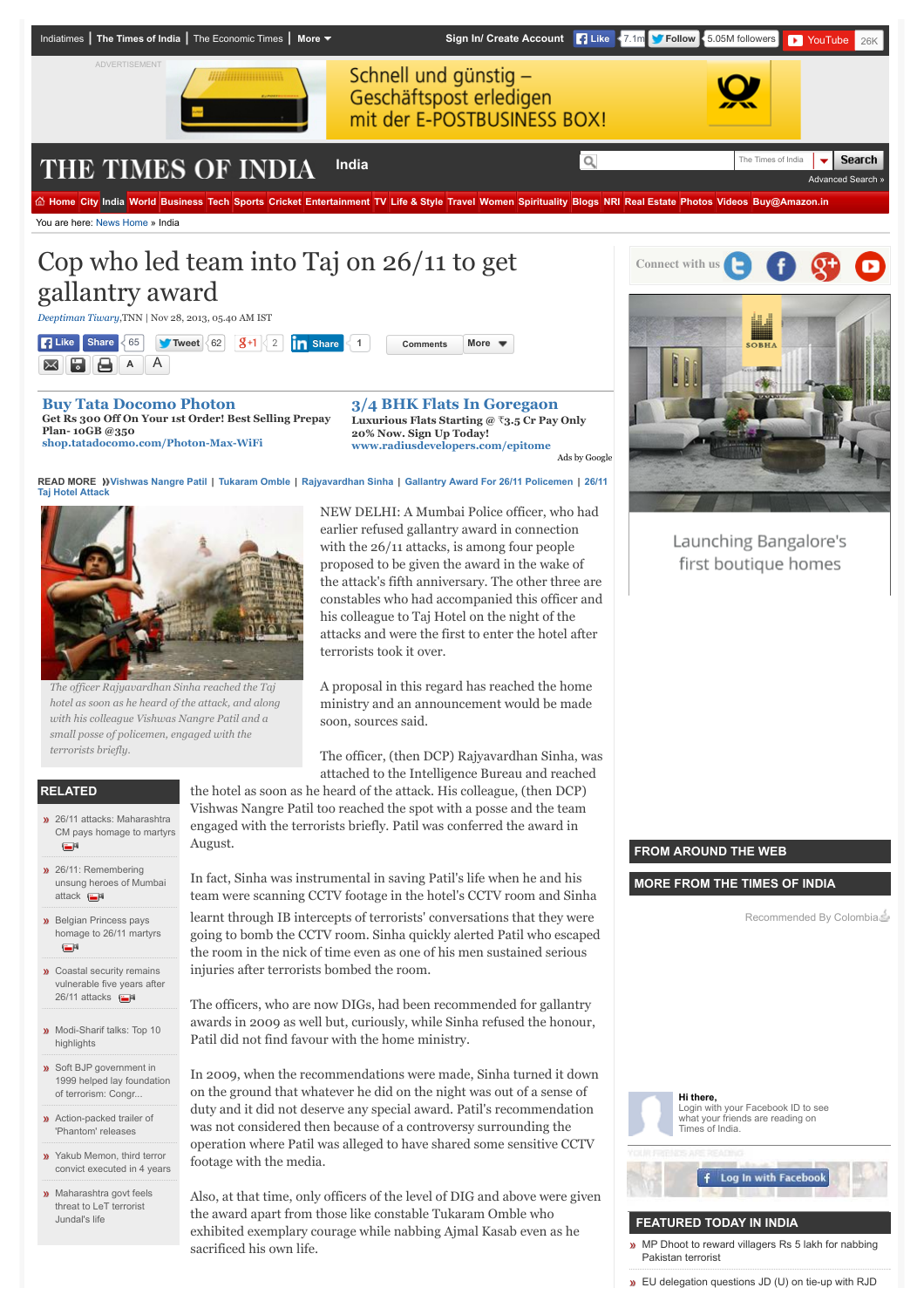# Cop who led team into Taj on 26/11 to get gallantry award

*Deeptiman Tiwary*,TNN | Nov 28, 2013, 05.40 AM IST

READ MORE Vishwas Nangre Patil | Tukaram Omble | Rajyavardhan Sinha | Gallantry Award For 26/11 Policemen | 26/11 Taj Hotel Attack

*The officer Rajyavardhan Sinha reached the Taj hotel as soon as he heard of the attack, and along with his colleague Vishwas Nangre Patil and a small posse of policemen, engaged with the terrorists briefly.*

NEW DELHI: A Mumbai Police officer, who had earlier refused gallantry award in connection with the 26/11 attacks, is among four people proposed to be given the award in the wake of the attack's fifth anniversary. The other three are constables who had accompanied this officer and his colleague to Taj Hotel on the night of the attacks and were the first to enter the hotel after terrorists took it over.

A proposal in this regard has reached the home ministry and an announcement would be made soon, sources said.

The officer, (then DCP) Rajyavardhan Sinha, was attached to the Intelligence Bureau and reached the hotel as soon as he heard of the attack. His colleague, (then DCP) Vishwas Nangre Patil too reached the spot with a posse and the team engaged with the terrorists briefly. Patil was conferred the award in August.

In fact, Sinha was instrumental in saving Patil's life when he and his team were scanning CCTV footage in the hotel's CCTV room and Sinha learnt through IB intercepts of terrorists' conversations that they were going to bomb the CCTV room. Sinha quickly alerted Patil who escaped the room in the nick of time even as one of his men sustained serious injuries after terrorists bombed the room.

The officers, who are now DIGs, had been recommended for gallantry awards in 2009 as well but, curiously, while Sinha refused the honour, Patil did not find favour with the home ministry.

In 2009, when the recommendations were made, Sinha turned it down on the ground that whatever he did on the night was out of a sense of duty and it did not deserve any special award. Patil's recommendation was not considered then because of a controversy surrounding the operation where Patil was alleged to have shared some sensitive CCTV footage with the media.

Also, at that time, only officers of the level of DIG and above were given the award apart from those like constable Tukaram Omble who exhibited exemplary courage while nabbing Ajmal Kasab even as he sacrificed his own life.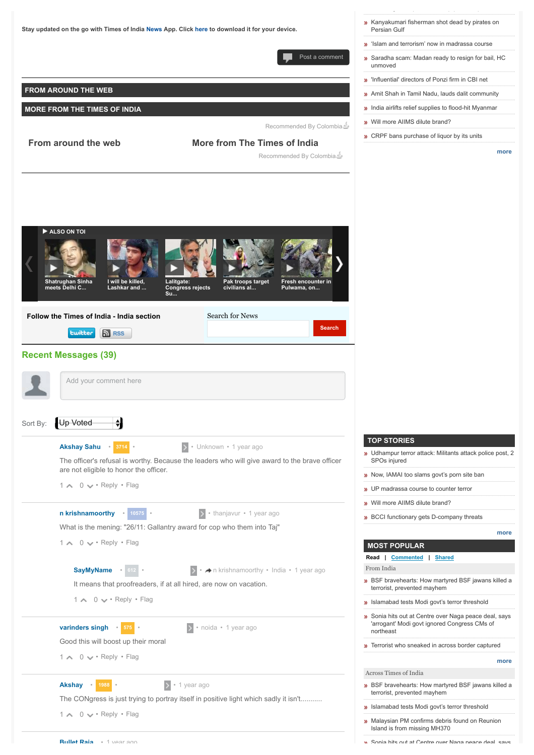Stay updated on the go with Times of India **News** App. Click **here** to download it for your device.

Post a comment

## FROM AROUND THE WEB

## MORE FROM THE TIMES OF INDIA

Recommended By Colombia

**From around the web** | **More from The Times of India**

Recommended By Colombia

▶ ALSO ON TOI

- Shatrughan Sinha meets Delhi C...
- I will be killed, Lashkar and ...
- Lalitgate: Congress rejects Su...
- Pak troops target civilians al...
- Fresh encounter in Pulwama, on...

**Follow the Times of India - India section**

twitter RSS

Search for News

Search

## Recent Messages (39)

Add your comment here

Sort By: Up Voted

**Akshay Sahu** • 3714 • Unknown • 1 year ago

The officer's refusal is worthy. Because the leaders who will give award to the brave officer are not eligible to honor the officer.

1 0 • Reply • Flag

**n krishnamoorthy** • 10575 • thanjavur • 1 year ago

What is the mening: "26/11: Gallantry award for cop who them into Taj"

1 0 • Reply • Flag

**SayMyName** • 612 • n krishnamoorthy • India • 1 year ago

It means that proofreaders, if at all hired, are now on vacation.

1 0 • Reply • Flag

**varinders singh** • 575 • noida • 1 year ago

Good this will boost up their moral

1 0 • Reply • Flag

**Akshay** • 1988 • 1 year ago

The CONgress is just trying to portray itself in positive light which sadly it isn't...........

1 0 • Reply • Flag

**Bullet Raja** • 1 year ago

» Kanyakumari fisherman shot dead by pirates on Persian Gulf

» 'Islam and terrorism' now in madrassa course

» Saradha scam: Madan ready to resign for bail, HC unmoved

» 'Influential' directors of Ponzi firm in CBI net

» Amit Shah in Tamil Nadu, lauds dalit community

» India airlifts relief supplies to flood-hit Myanmar

» Will more AIIMS dilute brand?

» CRPF bans purchase of liquor by its units

more

## TOP STORIES

» Udhampur terror attack: Militants attack police post, 2 SPOs injured

» Now, IAMAI too slams govt's porn site ban

» UP madrassa course to counter terror

» Will more AIIMS dilute brand?

» BCCI functionary gets D-company threats

more

## MOST POPULAR

**Read** | Commented | Shared

From India

» BSF bravehearts: How martyred BSF jawans killed a terrorist, prevented mayhem

» Islamabad tests Modi govt's terror threshold

» Sonia hits out at Centre over Naga peace deal, says 'arrogant' Modi govt ignored Congress CMs of northeast

» Terrorist who sneaked in across border captured

more

Across Times of India

» BSF bravehearts: How martyred BSF jawans killed a terrorist, prevented mayhem

» Islamabad tests Modi govt's terror threshold

» Malaysian PM confirms debris found on Reunion Island is from missing MH370

» Sonia hits out at Centre over Naga peace deal, says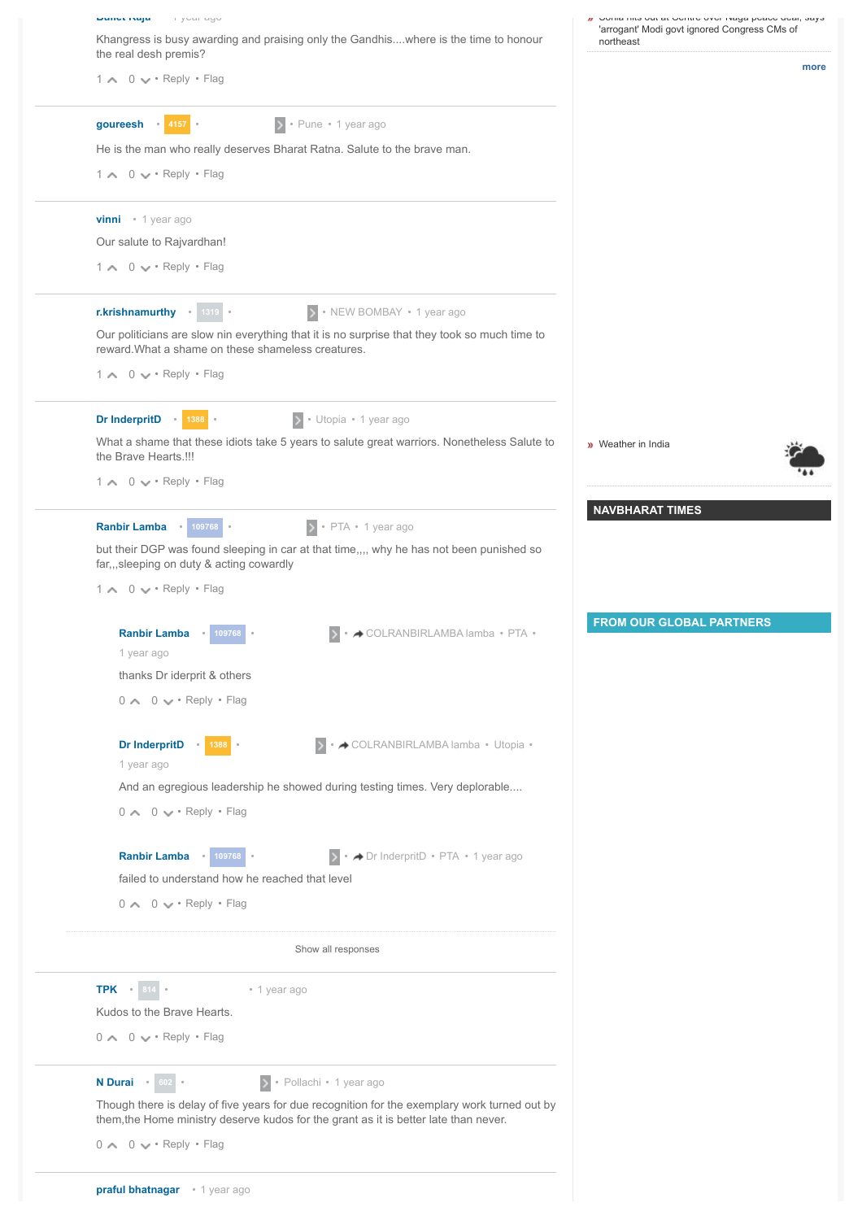Khangress is busy awarding and praising only the Gandhis....where is the time to honour the real desh premis?

1 ^ 0 v • Reply • Flag

---

**goureesh** • 4157 • • Pune • 1 year ago

He is the man who really deserves Bharat Ratna. Salute to the brave man.

1 ^ 0 v • Reply • Flag

---

**vinni** • 1 year ago

Our salute to Rajvardhan!

1 ^ 0 v • Reply • Flag

---

**r.krishnamurthy** • 1319 • • NEW BOMBAY • 1 year ago

Our politicians are slow nin everything that it is no surprise that they took so much time to reward.What a shame on these shameless creatures.

1 ^ 0 v • Reply • Flag

---

**Dr InderpritD** • 1388 • • Utopia • 1 year ago

What a shame that these idiots take 5 years to salute great warriors. Nonetheless Salute to the Brave Hearts.!!!

1 ^ 0 v • Reply • Flag

---

**Ranbir Lamba** • 109768 • • PTA • 1 year ago

but their DGP was found sleeping in car at that time,,,, why he has not been punished so far,,,sleeping on duty & acting cowardly

1 ^ 0 v • Reply • Flag

> **Ranbir Lamba** • 109768 • • COLRANBIRLAMBA lamba • PTA • 1 year ago
>
> thanks Dr iderprit & others
>
> 0 ^ 0 v • Reply • Flag
>
> **Dr InderpritD** • 1388 • • COLRANBIRLAMBA lamba • Utopia • 1 year ago
>
> And an egregious leadership he showed during testing times. Very deplorable....
>
> 0 ^ 0 v • Reply • Flag
>
> **Ranbir Lamba** • 109768 • • Dr InderpritD • PTA • 1 year ago
>
> failed to understand how he reached that level
>
> 0 ^ 0 v • Reply • Flag

Show all responses

---

**TPK** • 814 • • 1 year ago

Kudos to the Brave Hearts.

0 ^ 0 v • Reply • Flag

---

**N Durai** • 602 • • Pollachi • 1 year ago

Though there is delay of five years for due recognition for the exemplary work turned out by them,the Home ministry deserve kudos for the grant as it is better late than never.

0 ^ 0 v • Reply • Flag

---

**praful bhatnagar** • 1 year ago

---

» 'arrogant' Modi govt ignored Congress CMs of northeast

more

» Weather in India

## NAVBHARAT TIMES

## FROM OUR GLOBAL PARTNERS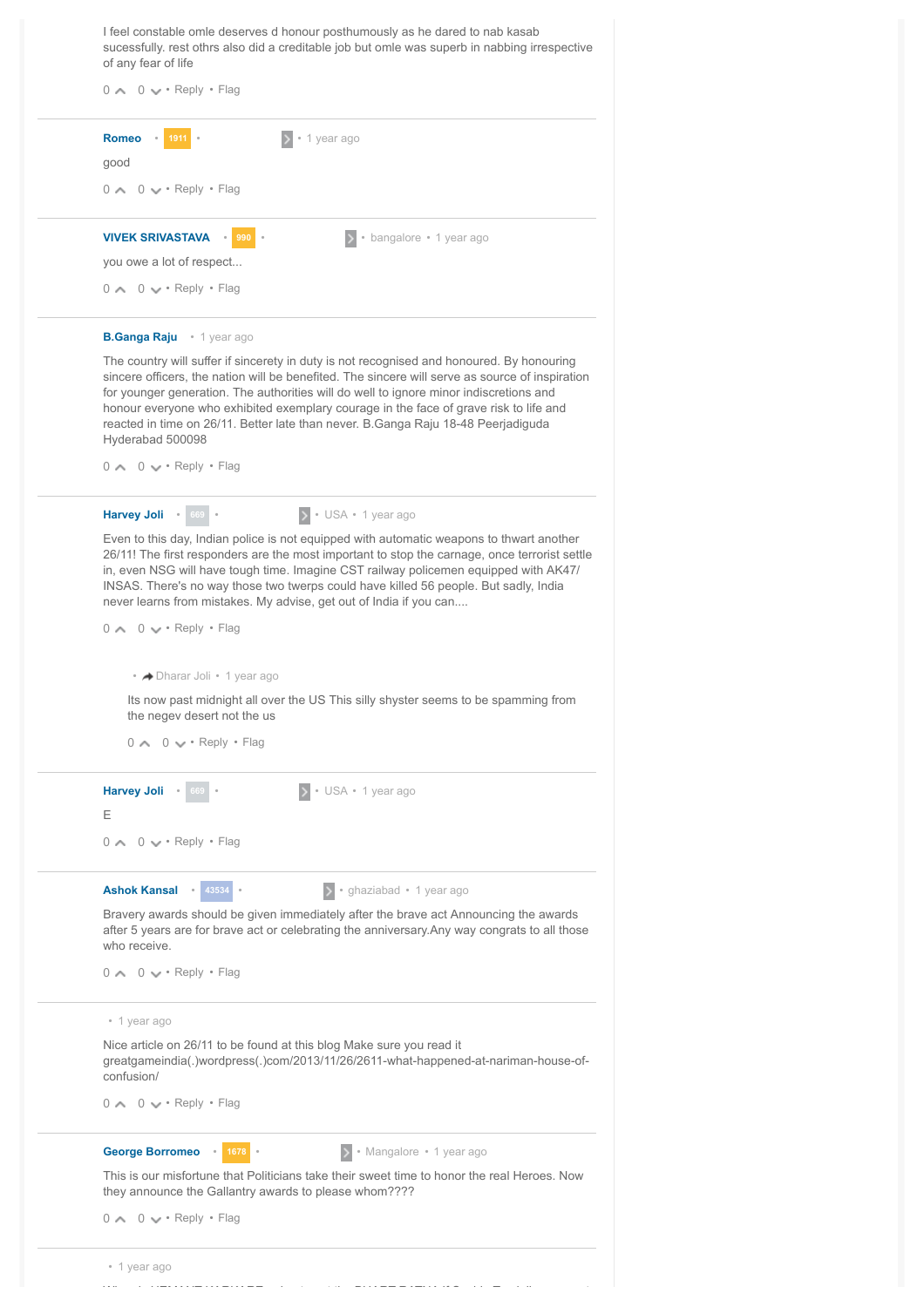I feel constable omle deserves d honour posthumously as he dared to nab kasab sucessfully. rest othrs also did a creditable job but omle was superb in nabbing irrespective of any fear of life

0 ^ 0 ˅ • Reply • Flag

---

**Romeo** • 1911 • • 1 year ago

good

0 ^ 0 ˅ • Reply • Flag

---

**VIVEK SRIVASTAVA** • 990 • • bangalore • 1 year ago

you owe a lot of respect...

0 ^ 0 ˅ • Reply • Flag

---

**B.Ganga Raju** • 1 year ago

The country will suffer if sincerety in duty is not recognised and honoured. By honouring sincere officers, the nation will be benefited. The sincere will serve as source of inspiration for younger generation. The authorities will do well to ignore minor indiscretions and honour everyone who exhibited exemplary courage in the face of grave risk to life and reacted in time on 26/11. Better late than never. B.Ganga Raju 18-48 Peerjadiguda Hyderabad 500098

0 ^ 0 ˅ • Reply • Flag

---

**Harvey Joli** • 669 • • USA • 1 year ago

Even to this day, Indian police is not equipped with automatic weapons to thwart another 26/11! The first responders are the most important to stop the carnage, once terrorist settle in, even NSG will have tough time. Imagine CST railway policemen equipped with AK47/ INSAS. There's no way those two twerps could have killed 56 people. But sadly, India never learns from mistakes. My advise, get out of India if you can....

0 ^ 0 ˅ • Reply • Flag

> • Dharar Joli • 1 year ago
>
> Its now past midnight all over the US This silly shyster seems to be spamming from the negev desert not the us
>
> 0 ^ 0 ˅ • Reply • Flag

---

**Harvey Joli** • 669 • • USA • 1 year ago

E

0 ^ 0 ˅ • Reply • Flag

---

**Ashok Kansal** • 43534 • • ghaziabad • 1 year ago

Bravery awards should be given immediately after the brave act Announcing the awards after 5 years are for brave act or celebrating the anniversary.Any way congrats to all those who receive.

0 ^ 0 ˅ • Reply • Flag

---

• 1 year ago

Nice article on 26/11 to be found at this blog Make sure you read it greatgameindia(.)wordpress(.)com/2013/11/26/2611-what-happened-at-nariman-house-of-confusion/

0 ^ 0 ˅ • Reply • Flag

---

**George Borromeo** • 1678 • • Mangalore • 1 year ago

This is our misfortune that Politicians take their sweet time to honor the real Heroes. Now they announce the Gallantry awards to please whom????

0 ^ 0 ˅ • Reply • Flag

---

• 1 year ago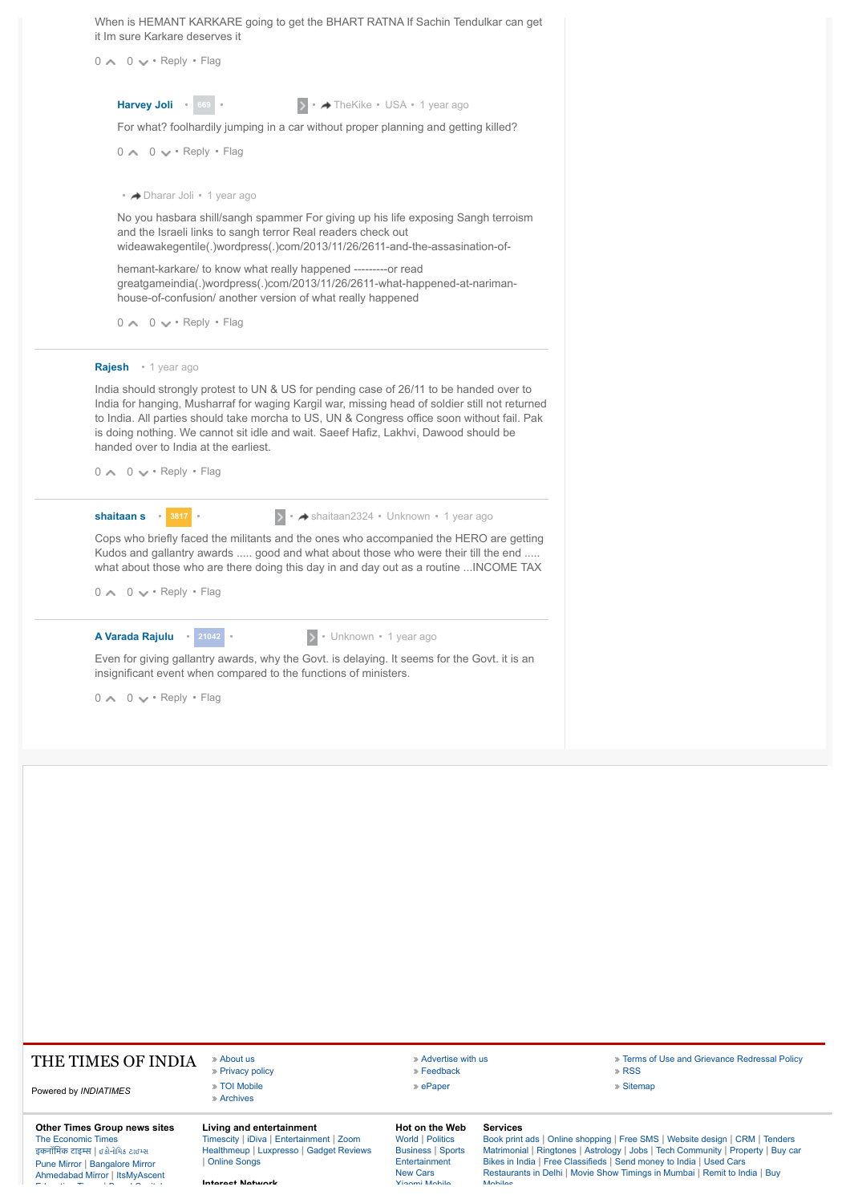When is HEMANT KARKARE going to get the BHART RATNA If Sachin Tendulkar can get it Im sure Karkare deserves it

0 ^ 0 v • Reply • Flag

**Harvey Joli** • 669 • • TheKike • USA • 1 year ago

For what? foolhardily jumping in a car without proper planning and getting killed?

0 ^ 0 v • Reply • Flag

• Dharar Joli • 1 year ago

No you hasbara shill/sangh spammer For giving up his life exposing Sangh terroism and the Israeli links to sangh terror Real readers check out wideawakegentile(.)wordpress(.)com/2013/11/26/2611-and-the-assasination-of-hemant-karkare/ to know what really happened ---------or read greatgameindia(.)wordpress(.)com/2013/11/26/2611-what-happened-at-nariman-house-of-confusion/ another version of what really happened

0 ^ 0 v • Reply • Flag

**Rajesh** • 1 year ago

India should strongly protest to UN & US for pending case of 26/11 to be handed over to India for hanging, Musharraf for waging Kargil war, missing head of soldier still not returned to India. All parties should take morcha to US, UN & Congress office soon without fail. Pak is doing nothing. We cannot sit idle and wait. Saeef Hafiz, Lakhvi, Dawood should be handed over to India at the earliest.

0 ^ 0 v • Reply • Flag

**shaitaan s** • 3817 • • shaitaan2324 • Unknown • 1 year ago

Cops who briefly faced the militants and the ones who accompanied the HERO are getting Kudos and gallantry awards ..... good and what about those who were their till the end ..... what about those who are there doing this day in and day out as a routine ...INCOME TAX

0 ^ 0 v • Reply • Flag

**A Varada Rajulu** • 21042 • • Unknown • 1 year ago

Even for giving gallantry awards, why the Govt. is delaying. It seems for the Govt. it is an insignificant event when compared to the functions of ministers.

0 ^ 0 v • Reply • Flag

THE TIMES OF INDIA

Powered by *INDIATIMES*

- About us
- Privacy policy
- TOI Mobile
- Archives
- Advertise with us
- Feedback
- ePaper
- Terms of Use and Grievance Redressal Policy
- RSS
- Sitemap

**Other Times Group news sites**
The Economic Times
इकनॉमिक टाइम्स | ઇકોનોમિક ટાઇમ્સ
Pune Mirror | Bangalore Mirror
Ahmedabad Mirror | ItsMyAscent

**Living and entertainment**
Timescity | iDiva | Entertainment | Zoom
Healthmeup | Luxpresso | Gadget Reviews
| Online Songs

**Interest Network**

**Hot on the Web**
World | Politics
Business | Sports
Entertainment
New Cars
Xiaomi Mobile

**Services**
Book print ads | Online shopping | Free SMS | Website design | CRM | Tenders
Matrimonial | Ringtones | Astrology | Jobs | Tech Community | Property | Buy car
Bikes in India | Free Classifieds | Send money to India | Used Cars
Restaurants in Delhi | Movie Show Timings in Mumbai | Remit to India | Buy Mobiles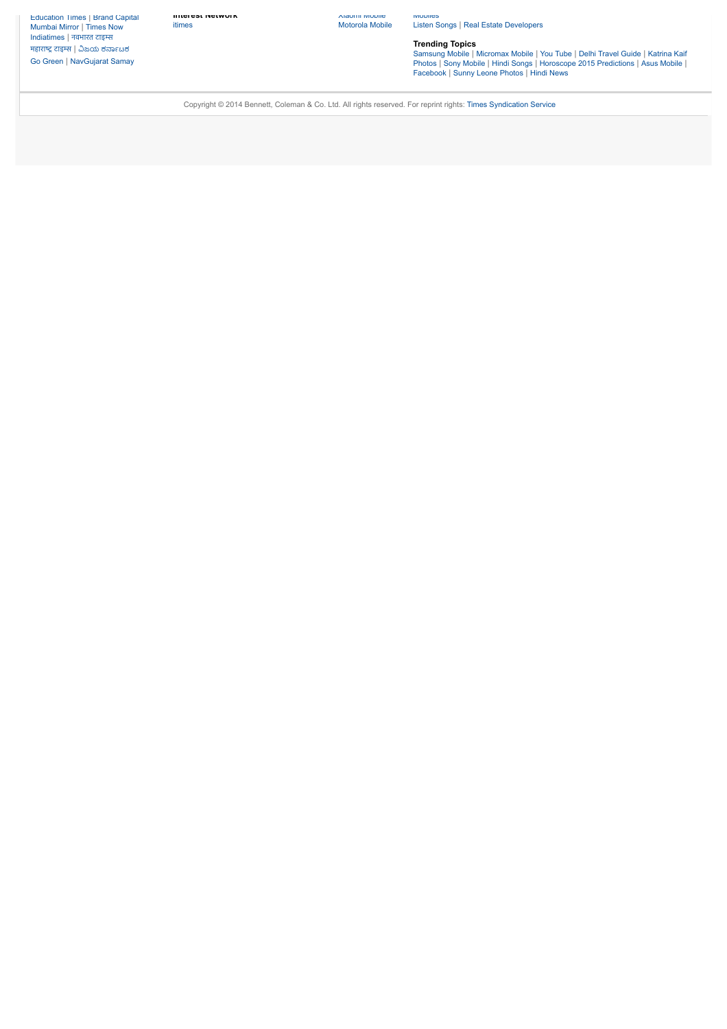Education Times | Brand Capital
Mumbai Mirror | Times Now
Indiatimes | नवभारत टाइम्स
महाराष्ट्र टाइम्स | ವಿಜಯ ಕರ್ನಾಟಕ
Go Green | NavGujarat Samay

**Interest Network**
itimes

Xiaomi Mobile
Motorola Mobile

Mobiles
Listen Songs | Real Estate Developers

**Trending Topics**
Samsung Mobile | Micromax Mobile | You Tube | Delhi Travel Guide | Katrina Kaif Photos | Sony Mobile | Hindi Songs | Horoscope 2015 Predictions | Asus Mobile | Facebook | Sunny Leone Photos | Hindi News

Copyright © 2014 Bennett, Coleman & Co. Ltd. All rights reserved. For reprint rights: Times Syndication Service